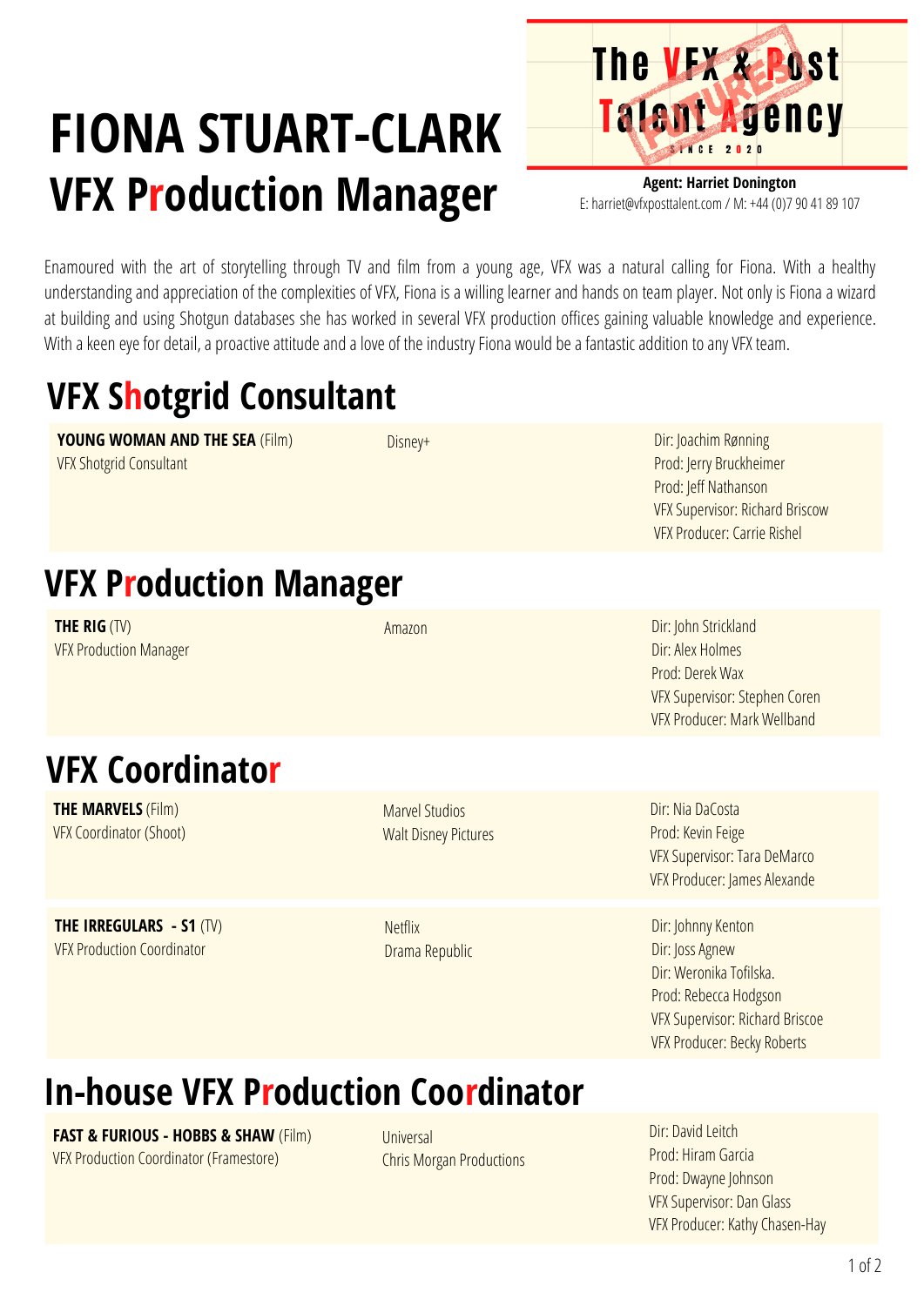# FIONA STUART-CLARK
## VFX Production Manager

**The VFX & Post Talent Agency**
SINCE 2020

**Agent: Harriet Donington**
E: harriet@vfxposttalent.com / M: +44 (0)7 90 41 89 107

Enamoured with the art of storytelling through TV and film from a young age, VFX was a natural calling for Fiona. With a healthy understanding and appreciation of the complexities of VFX, Fiona is a willing learner and hands on team player. Not only is Fiona a wizard at building and using Shotgun databases she has worked in several VFX production offices gaining valuable knowledge and experience. With a keen eye for detail, a proactive attitude and a love of the industry Fiona would be a fantastic addition to any VFX team.

## VFX Shotgrid Consultant

| | | |
|---|---|---|
| **YOUNG WOMAN AND THE SEA** (Film)<br>VFX Shotgrid Consultant | Disney+ | Dir: Joachim Rønning<br>Prod: Jerry Bruckheimer<br>Prod: Jeff Nathanson<br>VFX Supervisor: Richard Briscow<br>VFX Producer: Carrie Rishel |

## VFX Production Manager

| | | |
|---|---|---|
| **THE RIG** (TV)<br>VFX Production Manager | Amazon | Dir: John Strickland<br>Dir: Alex Holmes<br>Prod: Derek Wax<br>VFX Supervisor: Stephen Coren<br>VFX Producer: Mark Wellband |

## VFX Coordinator

| | | |
|---|---|---|
| **THE MARVELS** (Film)<br>VFX Coordinator (Shoot) | Marvel Studios<br>Walt Disney Pictures | Dir: Nia DaCosta<br>Prod: Kevin Feige<br>VFX Supervisor: Tara DeMarco<br>VFX Producer: James Alexande |
| **THE IRREGULARS - S1** (TV)<br>VFX Production Coordinator | Netflix<br>Drama Republic | Dir: Johnny Kenton<br>Dir: Joss Agnew<br>Dir: Weronika Tofilska.<br>Prod: Rebecca Hodgson<br>VFX Supervisor: Richard Briscoe<br>VFX Producer: Becky Roberts |

## In-house VFX Production Coordinator

| | | |
|---|---|---|
| **FAST & FURIOUS - HOBBS & SHAW** (Film)<br>VFX Production Coordinator (Framestore) | Universal<br>Chris Morgan Productions | Dir: David Leitch<br>Prod: Hiram Garcia<br>Prod: Dwayne Johnson<br>VFX Supervisor: Dan Glass<br>VFX Producer: Kathy Chasen-Hay |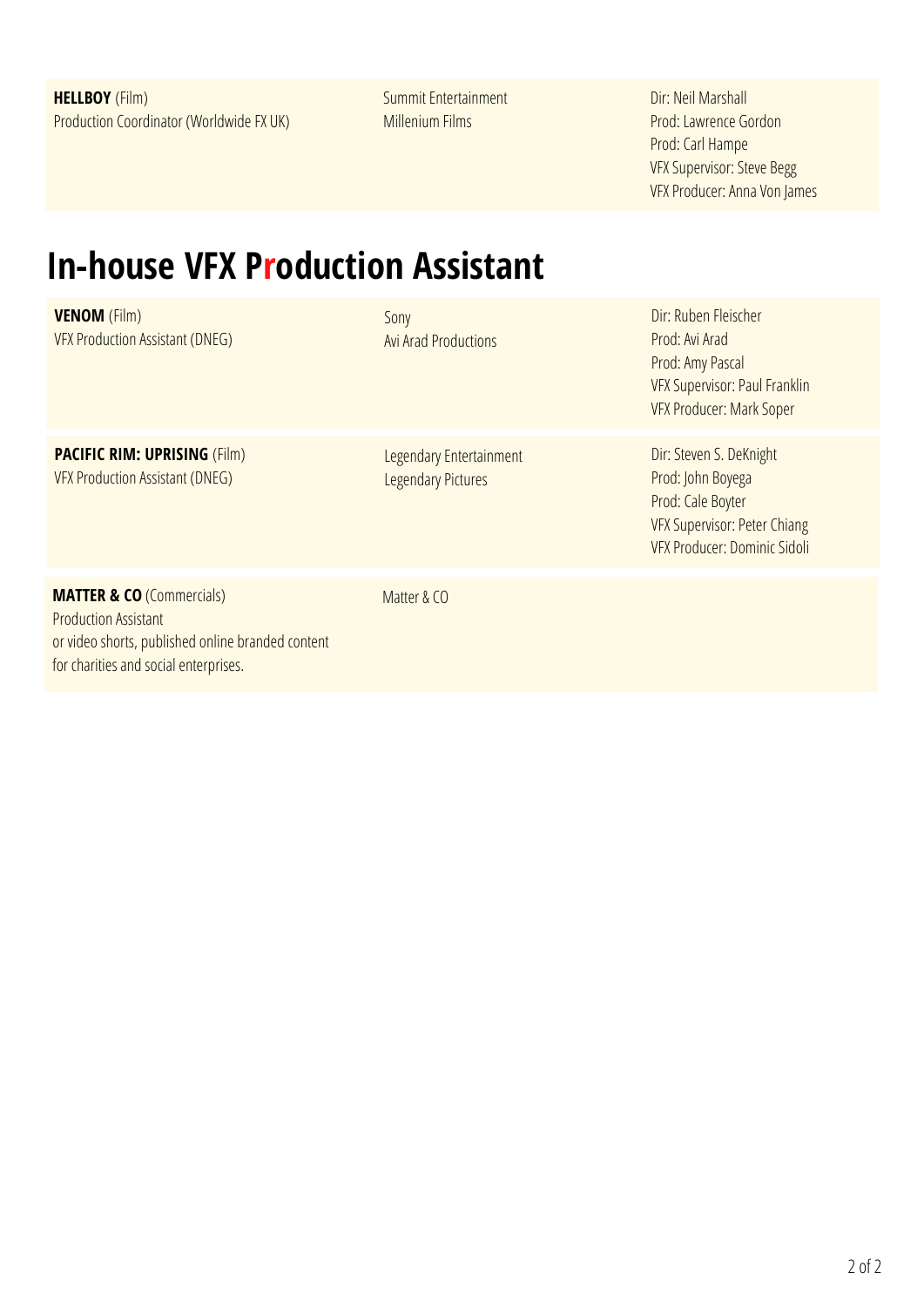| | | |
|---|---|---|
| **HELLBOY** (Film)<br>Production Coordinator (Worldwide FX UK) | Summit Entertainment<br>Millenium Films | Dir: Neil Marshall<br>Prod: Lawrence Gordon<br>Prod: Carl Hampe<br>VFX Supervisor: Steve Begg<br>VFX Producer: Anna Von James |

## In-house VFX Production Assistant

| | | |
|---|---|---|
| **VENOM** (Film)<br>VFX Production Assistant (DNEG) | Sony<br>Avi Arad Productions | Dir: Ruben Fleischer<br>Prod: Avi Arad<br>Prod: Amy Pascal<br>VFX Supervisor: Paul Franklin<br>VFX Producer: Mark Soper |
| **PACIFIC RIM: UPRISING** (Film)<br>VFX Production Assistant (DNEG) | Legendary Entertainment<br>Legendary Pictures | Dir: Steven S. DeKnight<br>Prod: John Boyega<br>Prod: Cale Boyter<br>VFX Supervisor: Peter Chiang<br>VFX Producer: Dominic Sidoli |
| **MATTER & CO** (Commercials)<br>Production Assistant<br>or video shorts, published online branded content for charities and social enterprises. | Matter & CO | |